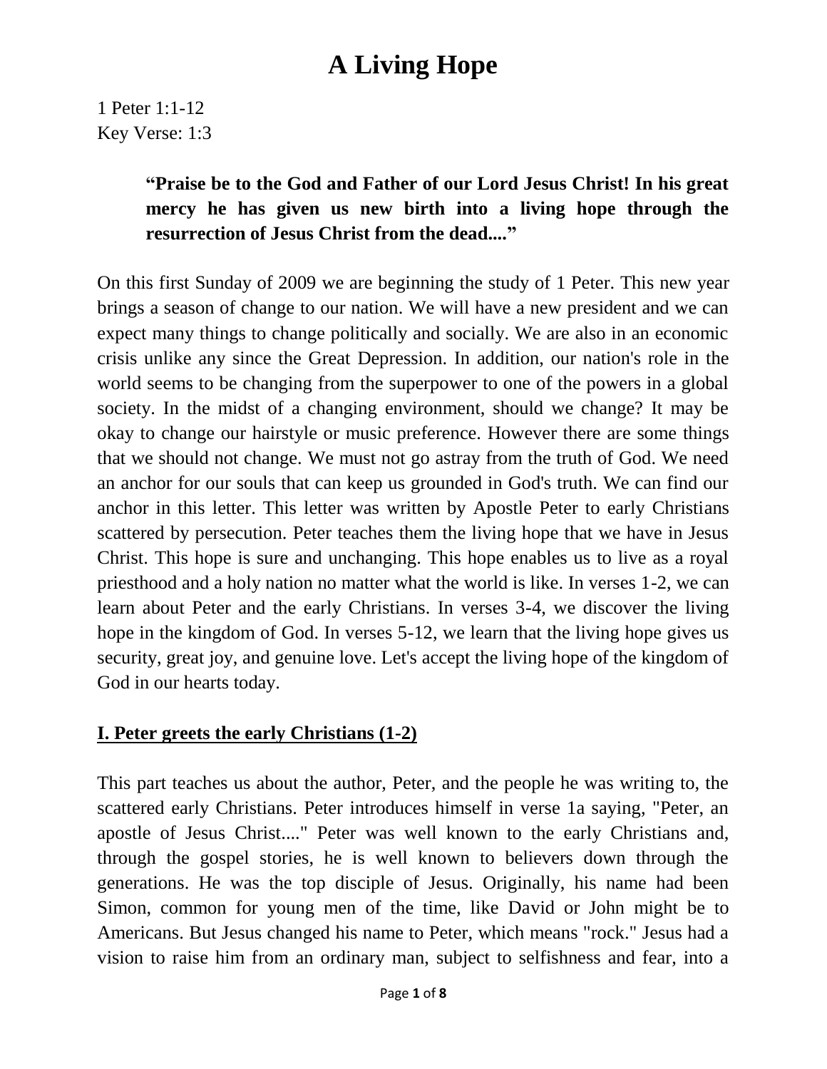# A Living Hope

1 Peter 1:1-12
Key Verse: 1:3

> **"Praise be to the God and Father of our Lord Jesus Christ! In his great mercy he has given us new birth into a living hope through the resurrection of Jesus Christ from the dead...."**

On this first Sunday of 2009 we are beginning the study of 1 Peter. This new year brings a season of change to our nation. We will have a new president and we can expect many things to change politically and socially. We are also in an economic crisis unlike any since the Great Depression. In addition, our nation's role in the world seems to be changing from the superpower to one of the powers in a global society. In the midst of a changing environment, should we change? It may be okay to change our hairstyle or music preference. However there are some things that we should not change. We must not go astray from the truth of God. We need an anchor for our souls that can keep us grounded in God's truth. We can find our anchor in this letter. This letter was written by Apostle Peter to early Christians scattered by persecution. Peter teaches them the living hope that we have in Jesus Christ. This hope is sure and unchanging. This hope enables us to live as a royal priesthood and a holy nation no matter what the world is like. In verses 1-2, we can learn about Peter and the early Christians. In verses 3-4, we discover the living hope in the kingdom of God. In verses 5-12, we learn that the living hope gives us security, great joy, and genuine love. Let's accept the living hope of the kingdom of God in our hearts today.

## I. Peter greets the early Christians (1-2)

This part teaches us about the author, Peter, and the people he was writing to, the scattered early Christians. Peter introduces himself in verse 1a saying, "Peter, an apostle of Jesus Christ...." Peter was well known to the early Christians and, through the gospel stories, he is well known to believers down through the generations. He was the top disciple of Jesus. Originally, his name had been Simon, common for young men of the time, like David or John might be to Americans. But Jesus changed his name to Peter, which means "rock." Jesus had a vision to raise him from an ordinary man, subject to selfishness and fear, into a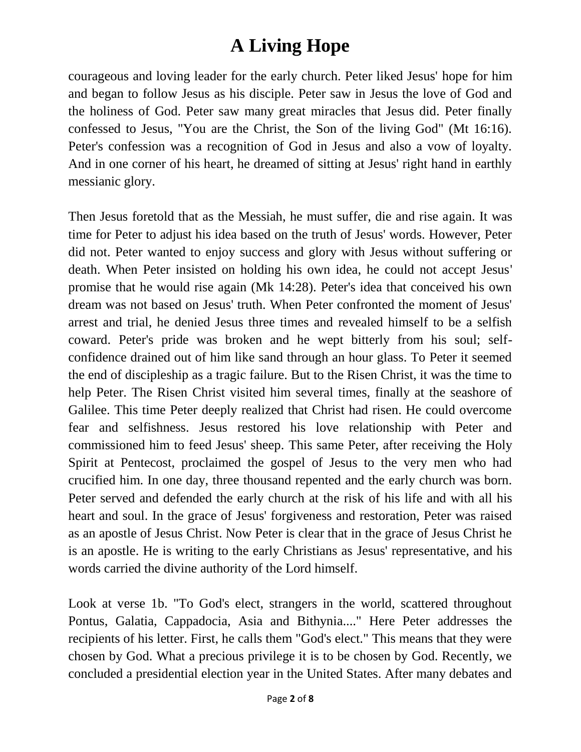courageous and loving leader for the early church. Peter liked Jesus' hope for him and began to follow Jesus as his disciple. Peter saw in Jesus the love of God and the holiness of God. Peter saw many great miracles that Jesus did. Peter finally confessed to Jesus, "You are the Christ, the Son of the living God" (Mt 16:16). Peter's confession was a recognition of God in Jesus and also a vow of loyalty. And in one corner of his heart, he dreamed of sitting at Jesus' right hand in earthly messianic glory.

Then Jesus foretold that as the Messiah, he must suffer, die and rise again. It was time for Peter to adjust his idea based on the truth of Jesus' words. However, Peter did not. Peter wanted to enjoy success and glory with Jesus without suffering or death. When Peter insisted on holding his own idea, he could not accept Jesus' promise that he would rise again (Mk 14:28). Peter's idea that conceived his own dream was not based on Jesus' truth. When Peter confronted the moment of Jesus' arrest and trial, he denied Jesus three times and revealed himself to be a selfish coward. Peter's pride was broken and he wept bitterly from his soul; self-confidence drained out of him like sand through an hour glass. To Peter it seemed the end of discipleship as a tragic failure. But to the Risen Christ, it was the time to help Peter. The Risen Christ visited him several times, finally at the seashore of Galilee. This time Peter deeply realized that Christ had risen. He could overcome fear and selfishness. Jesus restored his love relationship with Peter and commissioned him to feed Jesus' sheep. This same Peter, after receiving the Holy Spirit at Pentecost, proclaimed the gospel of Jesus to the very men who had crucified him. In one day, three thousand repented and the early church was born. Peter served and defended the early church at the risk of his life and with all his heart and soul. In the grace of Jesus' forgiveness and restoration, Peter was raised as an apostle of Jesus Christ. Now Peter is clear that in the grace of Jesus Christ he is an apostle. He is writing to the early Christians as Jesus' representative, and his words carried the divine authority of the Lord himself.

Look at verse 1b. "To God's elect, strangers in the world, scattered throughout Pontus, Galatia, Cappadocia, Asia and Bithynia...." Here Peter addresses the recipients of his letter. First, he calls them "God's elect." This means that they were chosen by God. What a precious privilege it is to be chosen by God. Recently, we concluded a presidential election year in the United States. After many debates and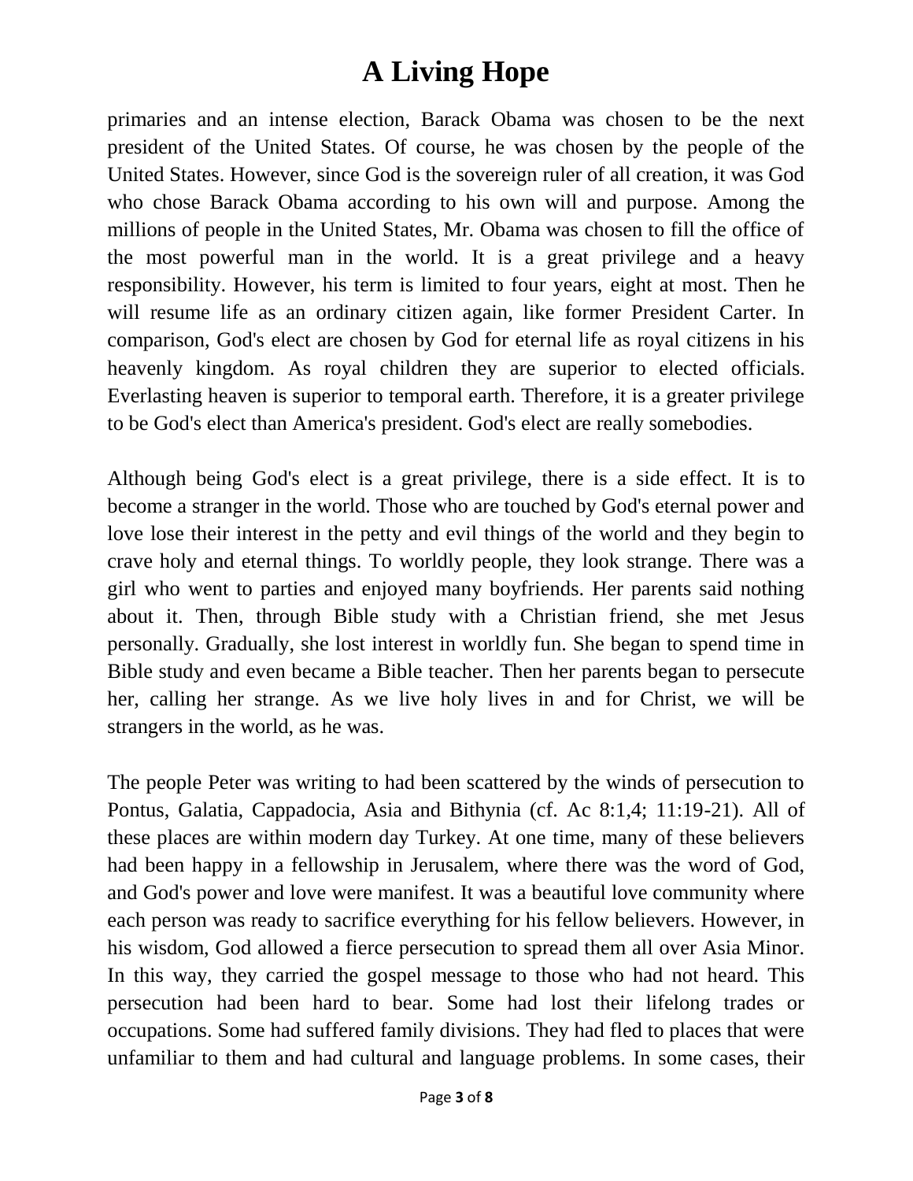primaries and an intense election, Barack Obama was chosen to be the next president of the United States. Of course, he was chosen by the people of the United States. However, since God is the sovereign ruler of all creation, it was God who chose Barack Obama according to his own will and purpose. Among the millions of people in the United States, Mr. Obama was chosen to fill the office of the most powerful man in the world. It is a great privilege and a heavy responsibility. However, his term is limited to four years, eight at most. Then he will resume life as an ordinary citizen again, like former President Carter. In comparison, God's elect are chosen by God for eternal life as royal citizens in his heavenly kingdom. As royal children they are superior to elected officials. Everlasting heaven is superior to temporal earth. Therefore, it is a greater privilege to be God's elect than America's president. God's elect are really somebodies.

Although being God's elect is a great privilege, there is a side effect. It is to become a stranger in the world. Those who are touched by God's eternal power and love lose their interest in the petty and evil things of the world and they begin to crave holy and eternal things. To worldly people, they look strange. There was a girl who went to parties and enjoyed many boyfriends. Her parents said nothing about it. Then, through Bible study with a Christian friend, she met Jesus personally. Gradually, she lost interest in worldly fun. She began to spend time in Bible study and even became a Bible teacher. Then her parents began to persecute her, calling her strange. As we live holy lives in and for Christ, we will be strangers in the world, as he was.

The people Peter was writing to had been scattered by the winds of persecution to Pontus, Galatia, Cappadocia, Asia and Bithynia (cf. Ac 8:1,4; 11:19-21). All of these places are within modern day Turkey. At one time, many of these believers had been happy in a fellowship in Jerusalem, where there was the word of God, and God's power and love were manifest. It was a beautiful love community where each person was ready to sacrifice everything for his fellow believers. However, in his wisdom, God allowed a fierce persecution to spread them all over Asia Minor. In this way, they carried the gospel message to those who had not heard. This persecution had been hard to bear. Some had lost their lifelong trades or occupations. Some had suffered family divisions. They had fled to places that were unfamiliar to them and had cultural and language problems. In some cases, their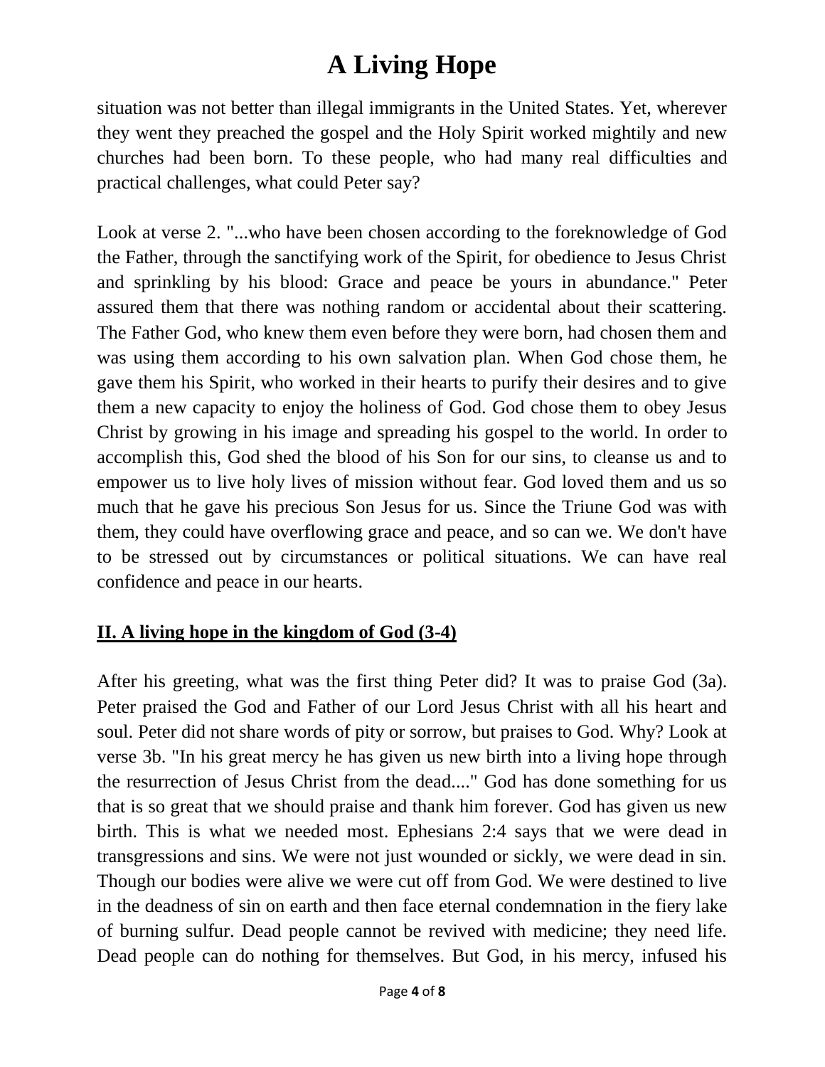situation was not better than illegal immigrants in the United States. Yet, wherever they went they preached the gospel and the Holy Spirit worked mightily and new churches had been born. To these people, who had many real difficulties and practical challenges, what could Peter say?

Look at verse 2. "...who have been chosen according to the foreknowledge of God the Father, through the sanctifying work of the Spirit, for obedience to Jesus Christ and sprinkling by his blood: Grace and peace be yours in abundance." Peter assured them that there was nothing random or accidental about their scattering. The Father God, who knew them even before they were born, had chosen them and was using them according to his own salvation plan. When God chose them, he gave them his Spirit, who worked in their hearts to purify their desires and to give them a new capacity to enjoy the holiness of God. God chose them to obey Jesus Christ by growing in his image and spreading his gospel to the world. In order to accomplish this, God shed the blood of his Son for our sins, to cleanse us and to empower us to live holy lives of mission without fear. God loved them and us so much that he gave his precious Son Jesus for us. Since the Triune God was with them, they could have overflowing grace and peace, and so can we. We don't have to be stressed out by circumstances or political situations. We can have real confidence and peace in our hearts.

## II. A living hope in the kingdom of God (3-4)

After his greeting, what was the first thing Peter did? It was to praise God (3a). Peter praised the God and Father of our Lord Jesus Christ with all his heart and soul. Peter did not share words of pity or sorrow, but praises to God. Why? Look at verse 3b. "In his great mercy he has given us new birth into a living hope through the resurrection of Jesus Christ from the dead...." God has done something for us that is so great that we should praise and thank him forever. God has given us new birth. This is what we needed most. Ephesians 2:4 says that we were dead in transgressions and sins. We were not just wounded or sickly, we were dead in sin. Though our bodies were alive we were cut off from God. We were destined to live in the deadness of sin on earth and then face eternal condemnation in the fiery lake of burning sulfur. Dead people cannot be revived with medicine; they need life. Dead people can do nothing for themselves. But God, in his mercy, infused his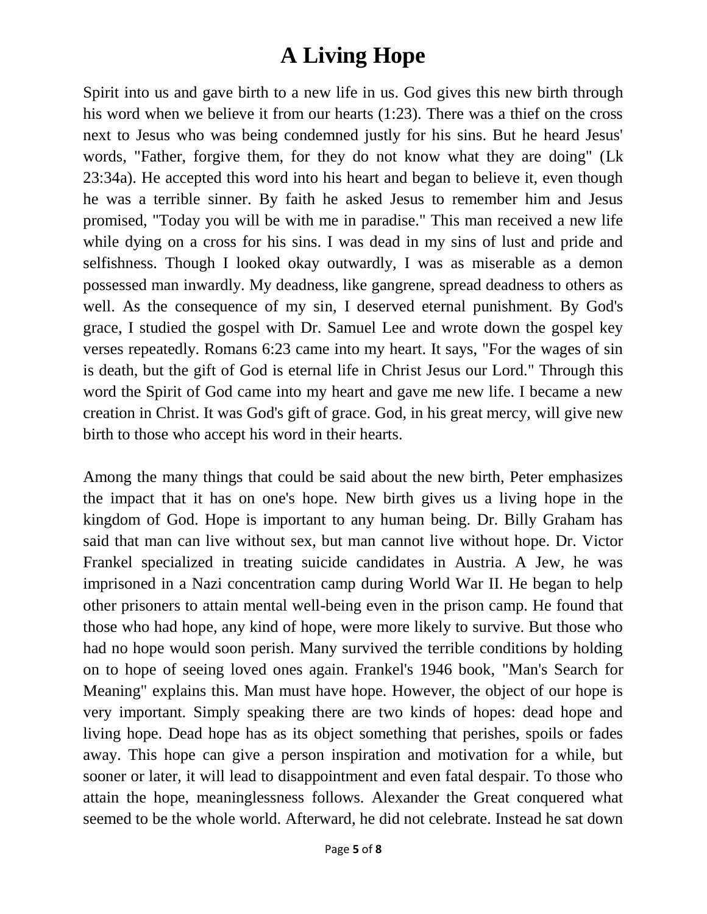Spirit into us and gave birth to a new life in us. God gives this new birth through his word when we believe it from our hearts (1:23). There was a thief on the cross next to Jesus who was being condemned justly for his sins. But he heard Jesus' words, "Father, forgive them, for they do not know what they are doing" (Lk 23:34a). He accepted this word into his heart and began to believe it, even though he was a terrible sinner. By faith he asked Jesus to remember him and Jesus promised, "Today you will be with me in paradise." This man received a new life while dying on a cross for his sins. I was dead in my sins of lust and pride and selfishness. Though I looked okay outwardly, I was as miserable as a demon possessed man inwardly. My deadness, like gangrene, spread deadness to others as well. As the consequence of my sin, I deserved eternal punishment. By God's grace, I studied the gospel with Dr. Samuel Lee and wrote down the gospel key verses repeatedly. Romans 6:23 came into my heart. It says, "For the wages of sin is death, but the gift of God is eternal life in Christ Jesus our Lord." Through this word the Spirit of God came into my heart and gave me new life. I became a new creation in Christ. It was God's gift of grace. God, in his great mercy, will give new birth to those who accept his word in their hearts.

Among the many things that could be said about the new birth, Peter emphasizes the impact that it has on one's hope. New birth gives us a living hope in the kingdom of God. Hope is important to any human being. Dr. Billy Graham has said that man can live without sex, but man cannot live without hope. Dr. Victor Frankel specialized in treating suicide candidates in Austria. A Jew, he was imprisoned in a Nazi concentration camp during World War II. He began to help other prisoners to attain mental well-being even in the prison camp. He found that those who had hope, any kind of hope, were more likely to survive. But those who had no hope would soon perish. Many survived the terrible conditions by holding on to hope of seeing loved ones again. Frankel's 1946 book, "Man's Search for Meaning" explains this. Man must have hope. However, the object of our hope is very important. Simply speaking there are two kinds of hopes: dead hope and living hope. Dead hope has as its object something that perishes, spoils or fades away. This hope can give a person inspiration and motivation for a while, but sooner or later, it will lead to disappointment and even fatal despair. To those who attain the hope, meaninglessness follows. Alexander the Great conquered what seemed to be the whole world. Afterward, he did not celebrate. Instead he sat down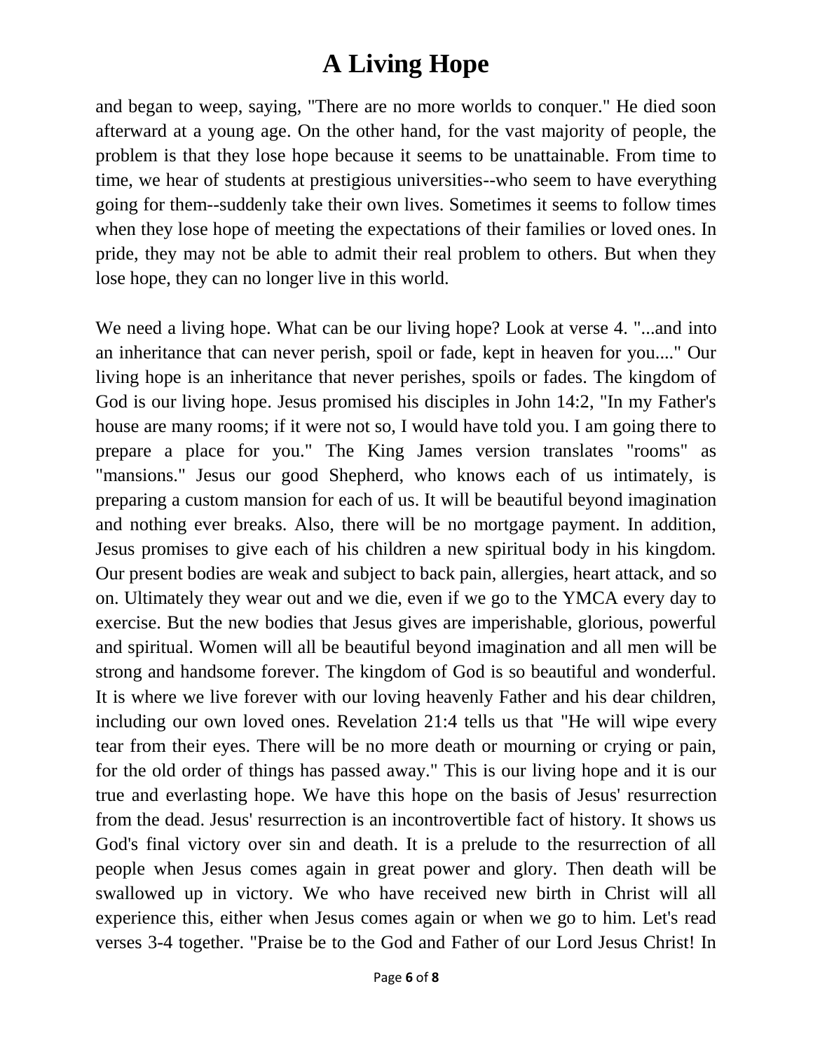and began to weep, saying, "There are no more worlds to conquer." He died soon afterward at a young age. On the other hand, for the vast majority of people, the problem is that they lose hope because it seems to be unattainable. From time to time, we hear of students at prestigious universities--who seem to have everything going for them--suddenly take their own lives. Sometimes it seems to follow times when they lose hope of meeting the expectations of their families or loved ones. In pride, they may not be able to admit their real problem to others. But when they lose hope, they can no longer live in this world.

We need a living hope. What can be our living hope? Look at verse 4. "...and into an inheritance that can never perish, spoil or fade, kept in heaven for you...." Our living hope is an inheritance that never perishes, spoils or fades. The kingdom of God is our living hope. Jesus promised his disciples in John 14:2, "In my Father's house are many rooms; if it were not so, I would have told you. I am going there to prepare a place for you." The King James version translates "rooms" as "mansions." Jesus our good Shepherd, who knows each of us intimately, is preparing a custom mansion for each of us. It will be beautiful beyond imagination and nothing ever breaks. Also, there will be no mortgage payment. In addition, Jesus promises to give each of his children a new spiritual body in his kingdom. Our present bodies are weak and subject to back pain, allergies, heart attack, and so on. Ultimately they wear out and we die, even if we go to the YMCA every day to exercise. But the new bodies that Jesus gives are imperishable, glorious, powerful and spiritual. Women will all be beautiful beyond imagination and all men will be strong and handsome forever. The kingdom of God is so beautiful and wonderful. It is where we live forever with our loving heavenly Father and his dear children, including our own loved ones. Revelation 21:4 tells us that "He will wipe every tear from their eyes. There will be no more death or mourning or crying or pain, for the old order of things has passed away." This is our living hope and it is our true and everlasting hope. We have this hope on the basis of Jesus' resurrection from the dead. Jesus' resurrection is an incontrovertible fact of history. It shows us God's final victory over sin and death. It is a prelude to the resurrection of all people when Jesus comes again in great power and glory. Then death will be swallowed up in victory. We who have received new birth in Christ will all experience this, either when Jesus comes again or when we go to him. Let's read verses 3-4 together. "Praise be to the God and Father of our Lord Jesus Christ! In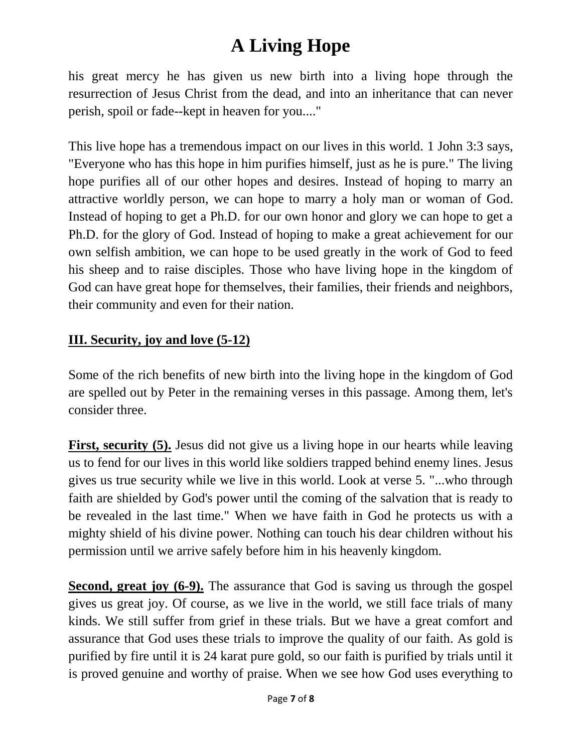his great mercy he has given us new birth into a living hope through the resurrection of Jesus Christ from the dead, and into an inheritance that can never perish, spoil or fade--kept in heaven for you...."

This live hope has a tremendous impact on our lives in this world. 1 John 3:3 says, "Everyone who has this hope in him purifies himself, just as he is pure." The living hope purifies all of our other hopes and desires. Instead of hoping to marry an attractive worldly person, we can hope to marry a holy man or woman of God. Instead of hoping to get a Ph.D. for our own honor and glory we can hope to get a Ph.D. for the glory of God. Instead of hoping to make a great achievement for our own selfish ambition, we can hope to be used greatly in the work of God to feed his sheep and to raise disciples. Those who have living hope in the kingdom of God can have great hope for themselves, their families, their friends and neighbors, their community and even for their nation.

## III. Security, joy and love (5-12)

Some of the rich benefits of new birth into the living hope in the kingdom of God are spelled out by Peter in the remaining verses in this passage. Among them, let's consider three.

**First, security (5).** Jesus did not give us a living hope in our hearts while leaving us to fend for our lives in this world like soldiers trapped behind enemy lines. Jesus gives us true security while we live in this world. Look at verse 5. "...who through faith are shielded by God's power until the coming of the salvation that is ready to be revealed in the last time." When we have faith in God he protects us with a mighty shield of his divine power. Nothing can touch his dear children without his permission until we arrive safely before him in his heavenly kingdom.

**Second, great joy (6-9).** The assurance that God is saving us through the gospel gives us great joy. Of course, as we live in the world, we still face trials of many kinds. We still suffer from grief in these trials. But we have a great comfort and assurance that God uses these trials to improve the quality of our faith. As gold is purified by fire until it is 24 karat pure gold, so our faith is purified by trials until it is proved genuine and worthy of praise. When we see how God uses everything to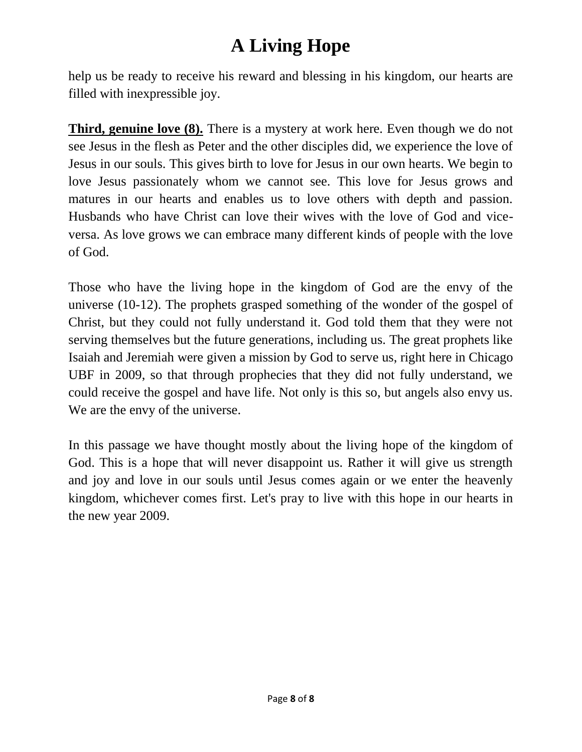help us be ready to receive his reward and blessing in his kingdom, our hearts are filled with inexpressible joy.

**Third, genuine love (8).** There is a mystery at work here. Even though we do not see Jesus in the flesh as Peter and the other disciples did, we experience the love of Jesus in our souls. This gives birth to love for Jesus in our own hearts. We begin to love Jesus passionately whom we cannot see. This love for Jesus grows and matures in our hearts and enables us to love others with depth and passion. Husbands who have Christ can love their wives with the love of God and vice-versa. As love grows we can embrace many different kinds of people with the love of God.

Those who have the living hope in the kingdom of God are the envy of the universe (10-12). The prophets grasped something of the wonder of the gospel of Christ, but they could not fully understand it. God told them that they were not serving themselves but the future generations, including us. The great prophets like Isaiah and Jeremiah were given a mission by God to serve us, right here in Chicago UBF in 2009, so that through prophecies that they did not fully understand, we could receive the gospel and have life. Not only is this so, but angels also envy us. We are the envy of the universe.

In this passage we have thought mostly about the living hope of the kingdom of God. This is a hope that will never disappoint us. Rather it will give us strength and joy and love in our souls until Jesus comes again or we enter the heavenly kingdom, whichever comes first. Let's pray to live with this hope in our hearts in the new year 2009.